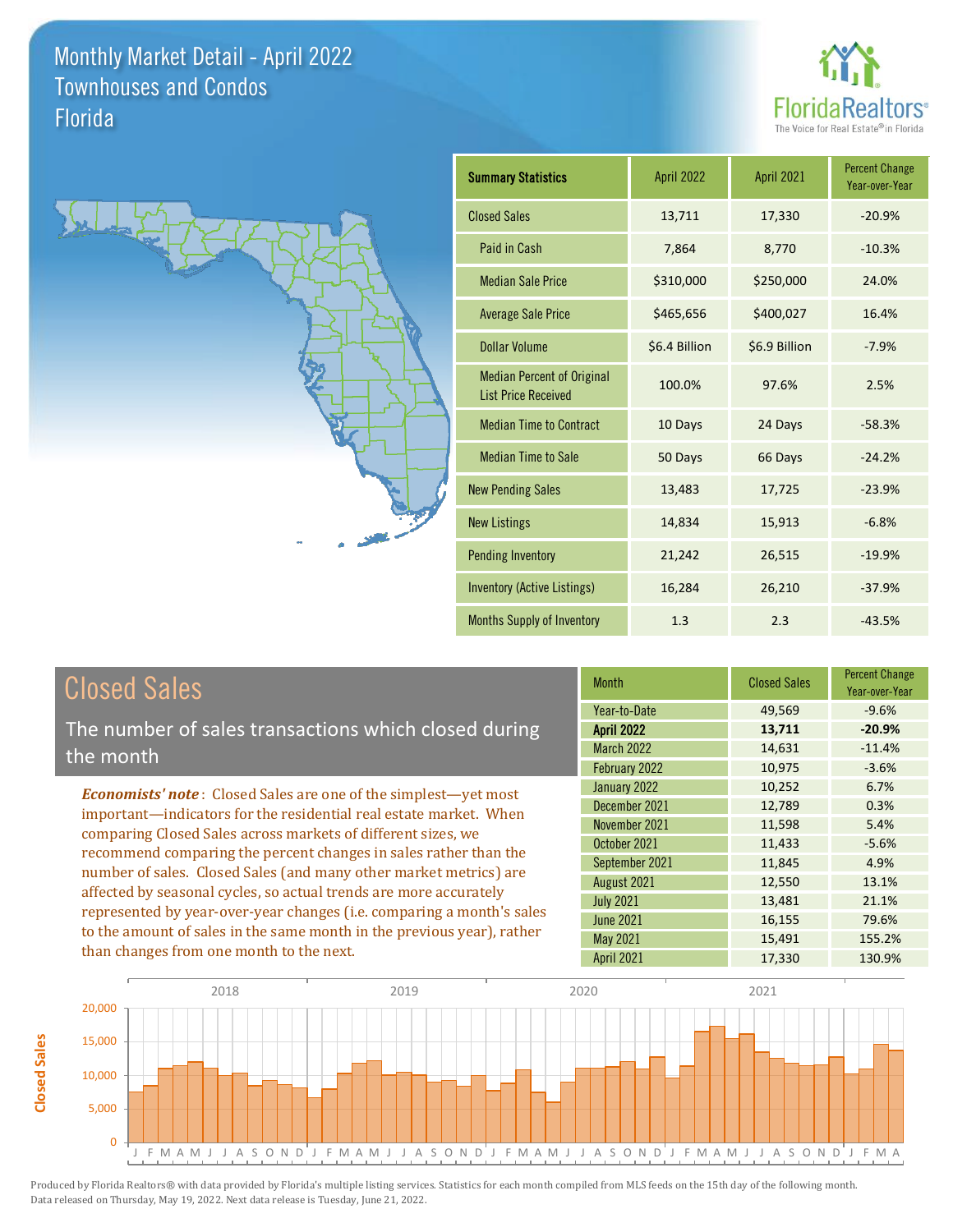# Monthly Market Detail - April 2022
## Townhouses and Condos
## Florida

FloridaRealtors®
The Voice for Real Estate® in Florida

| Summary Statistics | April 2022 | April 2021 | Percent Change Year-over-Year |
|---|---|---|---|
| Closed Sales | 13,711 | 17,330 | -20.9% |
| Paid in Cash | 7,864 | 8,770 | -10.3% |
| Median Sale Price | $310,000 | $250,000 | 24.0% |
| Average Sale Price | $465,656 | $400,027 | 16.4% |
| Dollar Volume | $6.4 Billion | $6.9 Billion | -7.9% |
| Median Percent of Original List Price Received | 100.0% | 97.6% | 2.5% |
| Median Time to Contract | 10 Days | 24 Days | -58.3% |
| Median Time to Sale | 50 Days | 66 Days | -24.2% |
| New Pending Sales | 13,483 | 17,725 | -23.9% |
| New Listings | 14,834 | 15,913 | -6.8% |
| Pending Inventory | 21,242 | 26,515 | -19.9% |
| Inventory (Active Listings) | 16,284 | 26,210 | -37.9% |
| Months Supply of Inventory | 1.3 | 2.3 | -43.5% |

## Closed Sales

The number of sales transactions which closed during the month

***Economists' note***: Closed Sales are one of the simplest—yet most important—indicators for the residential real estate market. When comparing Closed Sales across markets of different sizes, we recommend comparing the percent changes in sales rather than the number of sales. Closed Sales (and many other market metrics) are affected by seasonal cycles, so actual trends are more accurately represented by year-over-year changes (i.e. comparing a month's sales to the amount of sales in the same month in the previous year), rather than changes from one month to the next.

| Month | Closed Sales | Percent Change Year-over-Year |
|---|---|---|
| Year-to-Date | 49,569 | -9.6% |
| **April 2022** | **13,711** | **-20.9%** |
| March 2022 | 14,631 | -11.4% |
| February 2022 | 10,975 | -3.6% |
| January 2022 | 10,252 | 6.7% |
| December 2021 | 12,789 | 0.3% |
| November 2021 | 11,598 | 5.4% |
| October 2021 | 11,433 | -5.6% |
| September 2021 | 11,845 | 4.9% |
| August 2021 | 12,550 | 13.1% |
| July 2021 | 13,481 | 21.1% |
| June 2021 | 16,155 | 79.6% |
| May 2021 | 15,491 | 155.2% |
| April 2021 | 17,330 | 130.9% |

Produced by Florida Realtors® with data provided by Florida's multiple listing services. Statistics for each month compiled from MLS feeds on the 15th day of the following month. Data released on Thursday, May 19, 2022. Next data release is Tuesday, June 21, 2022.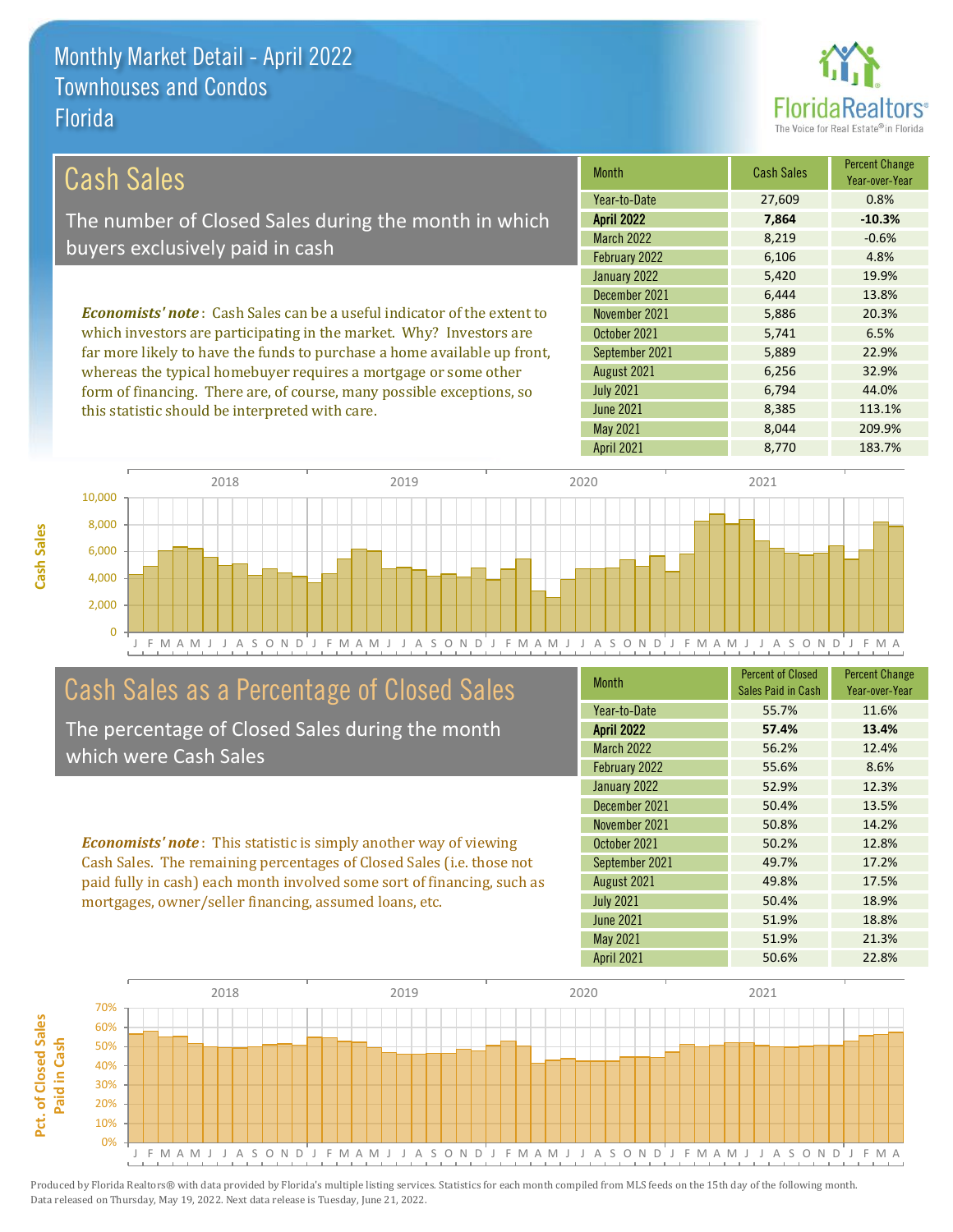# Monthly Market Detail - April 2022
## Townhouses and Condos
## Florida

FloridaRealtors®
The Voice for Real Estate® in Florida

## Cash Sales

The number of Closed Sales during the month in which buyers exclusively paid in cash

***Economists' note***: Cash Sales can be a useful indicator of the extent to which investors are participating in the market. Why? Investors are far more likely to have the funds to purchase a home available up front, whereas the typical homebuyer requires a mortgage or some other form of financing. There are, of course, many possible exceptions, so this statistic should be interpreted with care.

| Month | Cash Sales | Percent Change Year-over-Year |
|---|---|---|
| Year-to-Date | 27,609 | 0.8% |
| **April 2022** | **7,864** | **-10.3%** |
| March 2022 | 8,219 | -0.6% |
| February 2022 | 6,106 | 4.8% |
| January 2022 | 5,420 | 19.9% |
| December 2021 | 6,444 | 13.8% |
| November 2021 | 5,886 | 20.3% |
| October 2021 | 5,741 | 6.5% |
| September 2021 | 5,889 | 22.9% |
| August 2021 | 6,256 | 32.9% |
| July 2021 | 6,794 | 44.0% |
| June 2021 | 8,385 | 113.1% |
| May 2021 | 8,044 | 209.9% |
| April 2021 | 8,770 | 183.7% |

## Cash Sales as a Percentage of Closed Sales

The percentage of Closed Sales during the month which were Cash Sales

***Economists' note***: This statistic is simply another way of viewing Cash Sales. The remaining percentages of Closed Sales (i.e. those not paid fully in cash) each month involved some sort of financing, such as mortgages, owner/seller financing, assumed loans, etc.

| Month | Percent of Closed Sales Paid in Cash | Percent Change Year-over-Year |
|---|---|---|
| Year-to-Date | 55.7% | 11.6% |
| **April 2022** | **57.4%** | **13.4%** |
| March 2022 | 56.2% | 12.4% |
| February 2022 | 55.6% | 8.6% |
| January 2022 | 52.9% | 12.3% |
| December 2021 | 50.4% | 13.5% |
| November 2021 | 50.8% | 14.2% |
| October 2021 | 50.2% | 12.8% |
| September 2021 | 49.7% | 17.2% |
| August 2021 | 49.8% | 17.5% |
| July 2021 | 50.4% | 18.9% |
| June 2021 | 51.9% | 18.8% |
| May 2021 | 51.9% | 21.3% |
| April 2021 | 50.6% | 22.8% |

Produced by Florida Realtors® with data provided by Florida's multiple listing services. Statistics for each month compiled from MLS feeds on the 15th day of the following month. Data released on Thursday, May 19, 2022. Next data release is Tuesday, June 21, 2022.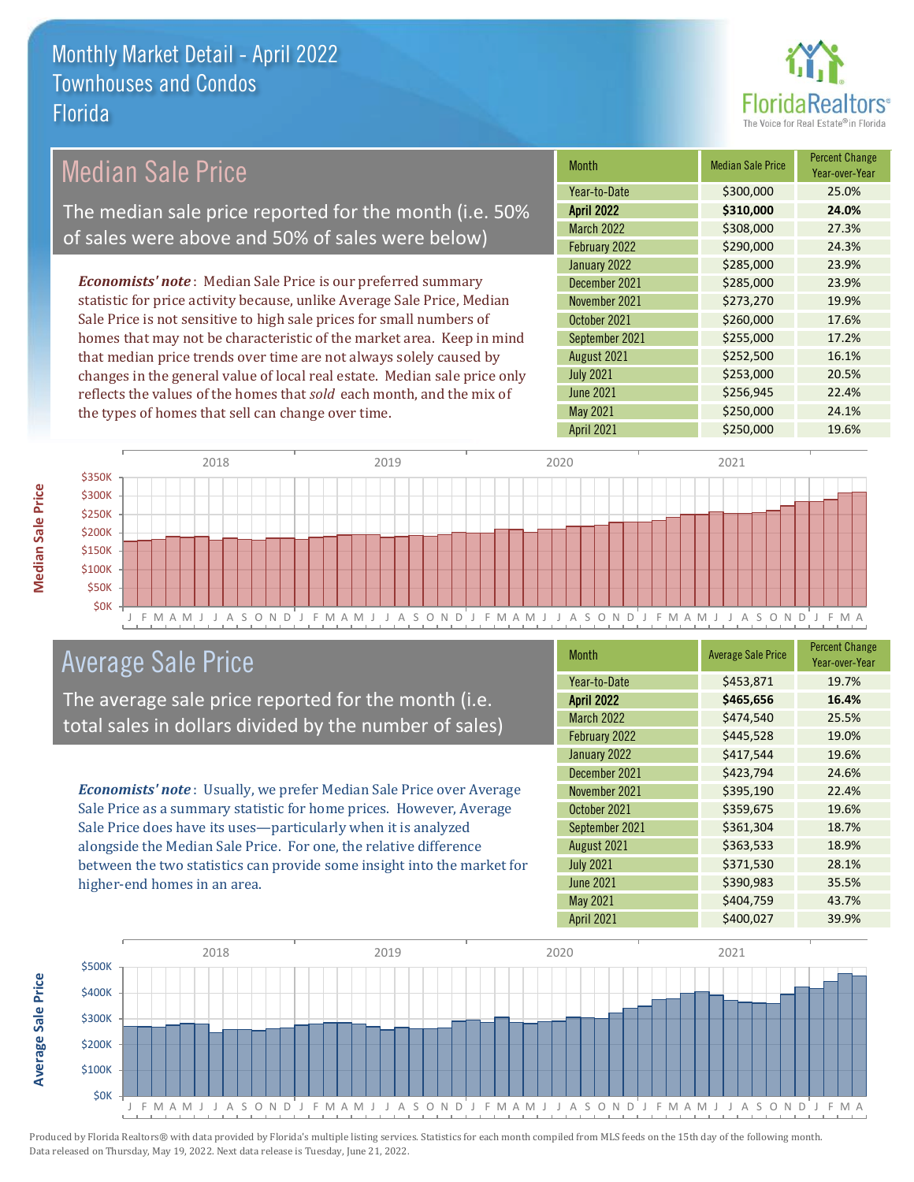# Monthly Market Detail - April 2022
## Townhouses and Condos
## Florida

## Median Sale Price

The median sale price reported for the month (i.e. 50% of sales were above and 50% of sales were below)

***Economists' note***: Median Sale Price is our preferred summary statistic for price activity because, unlike Average Sale Price, Median Sale Price is not sensitive to high sale prices for small numbers of homes that may not be characteristic of the market area. Keep in mind that median price trends over time are not always solely caused by changes in the general value of local real estate. Median sale price only reflects the values of the homes that *sold* each month, and the mix of the types of homes that sell can change over time.

| Month | Median Sale Price | Percent Change Year-over-Year |
|---|---|---|
| Year-to-Date | $300,000 | 25.0% |
| **April 2022** | **$310,000** | **24.0%** |
| March 2022 | $308,000 | 27.3% |
| February 2022 | $290,000 | 24.3% |
| January 2022 | $285,000 | 23.9% |
| December 2021 | $285,000 | 23.9% |
| November 2021 | $273,270 | 19.9% |
| October 2021 | $260,000 | 17.6% |
| September 2021 | $255,000 | 17.2% |
| August 2021 | $252,500 | 16.1% |
| July 2021 | $253,000 | 20.5% |
| June 2021 | $256,945 | 22.4% |
| May 2021 | $250,000 | 24.1% |
| April 2021 | $250,000 | 19.6% |

## Average Sale Price

The average sale price reported for the month (i.e. total sales in dollars divided by the number of sales)

***Economists' note***: Usually, we prefer Median Sale Price over Average Sale Price as a summary statistic for home prices. However, Average Sale Price does have its uses—particularly when it is analyzed alongside the Median Sale Price. For one, the relative difference between the two statistics can provide some insight into the market for higher-end homes in an area.

| Month | Average Sale Price | Percent Change Year-over-Year |
|---|---|---|
| Year-to-Date | $453,871 | 19.7% |
| **April 2022** | **$465,656** | **16.4%** |
| March 2022 | $474,540 | 25.5% |
| February 2022 | $445,528 | 19.0% |
| January 2022 | $417,544 | 19.6% |
| December 2021 | $423,794 | 24.6% |
| November 2021 | $395,190 | 22.4% |
| October 2021 | $359,675 | 19.6% |
| September 2021 | $361,304 | 18.7% |
| August 2021 | $363,533 | 18.9% |
| July 2021 | $371,530 | 28.1% |
| June 2021 | $390,983 | 35.5% |
| May 2021 | $404,759 | 43.7% |
| April 2021 | $400,027 | 39.9% |

Produced by Florida Realtors® with data provided by Florida's multiple listing services. Statistics for each month compiled from MLS feeds on the 15th day of the following month. Data released on Thursday, May 19, 2022. Next data release is Tuesday, June 21, 2022.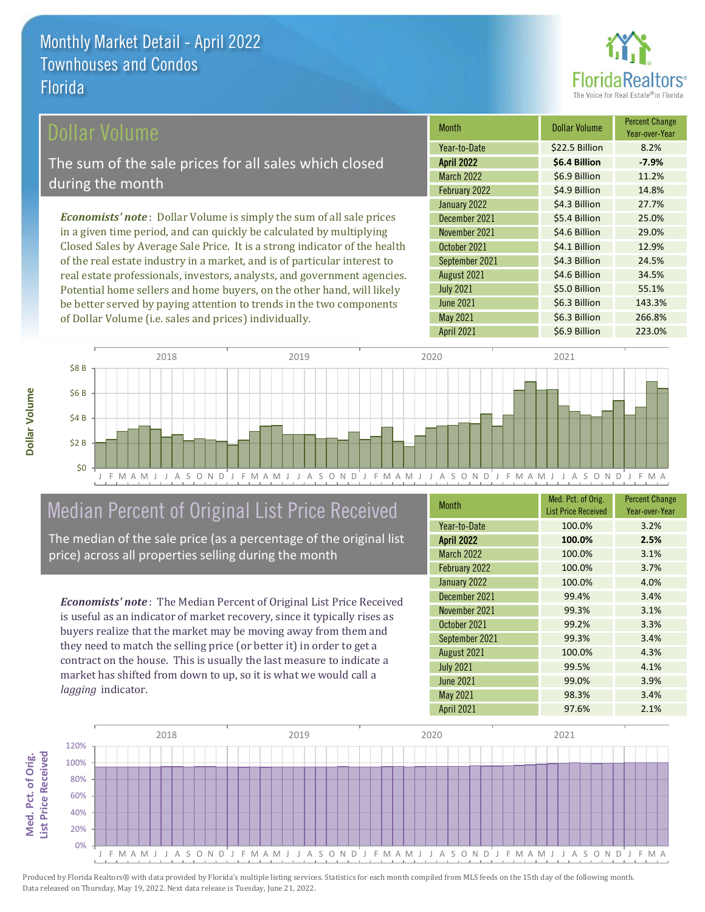# Monthly Market Detail - April 2022
## Townhouses and Condos
## Florida

## Dollar Volume

The sum of the sale prices for all sales which closed during the month

*Economists' note*: Dollar Volume is simply the sum of all sale prices in a given time period, and can quickly be calculated by multiplying Closed Sales by Average Sale Price. It is a strong indicator of the health of the real estate industry in a market, and is of particular interest to real estate professionals, investors, analysts, and government agencies. Potential home sellers and home buyers, on the other hand, will likely be better served by paying attention to trends in the two components of Dollar Volume (i.e. sales and prices) individually.

| Month | Dollar Volume | Percent Change Year-over-Year |
|---|---|---|
| Year-to-Date | $22.5 Billion | 8.2% |
| **April 2022** | **$6.4 Billion** | **-7.9%** |
| March 2022 | $6.9 Billion | 11.2% |
| February 2022 | $4.9 Billion | 14.8% |
| January 2022 | $4.3 Billion | 27.7% |
| December 2021 | $5.4 Billion | 25.0% |
| November 2021 | $4.6 Billion | 29.0% |
| October 2021 | $4.1 Billion | 12.9% |
| September 2021 | $4.3 Billion | 24.5% |
| August 2021 | $4.6 Billion | 34.5% |
| July 2021 | $5.0 Billion | 55.1% |
| June 2021 | $6.3 Billion | 143.3% |
| May 2021 | $6.3 Billion | 266.8% |
| April 2021 | $6.9 Billion | 223.0% |

## Median Percent of Original List Price Received

The median of the sale price (as a percentage of the original list price) across all properties selling during the month

*Economists' note*: The Median Percent of Original List Price Received is useful as an indicator of market recovery, since it typically rises as buyers realize that the market may be moving away from them and they need to match the selling price (or better it) in order to get a contract on the house. This is usually the last measure to indicate a market has shifted from down to up, so it is what we would call a *lagging* indicator.

| Month | Med. Pct. of Orig. List Price Received | Percent Change Year-over-Year |
|---|---|---|
| Year-to-Date | 100.0% | 3.2% |
| **April 2022** | **100.0%** | **2.5%** |
| March 2022 | 100.0% | 3.1% |
| February 2022 | 100.0% | 3.7% |
| January 2022 | 100.0% | 4.0% |
| December 2021 | 99.4% | 3.4% |
| November 2021 | 99.3% | 3.1% |
| October 2021 | 99.2% | 3.3% |
| September 2021 | 99.3% | 3.4% |
| August 2021 | 100.0% | 4.3% |
| July 2021 | 99.5% | 4.1% |
| June 2021 | 99.0% | 3.9% |
| May 2021 | 98.3% | 3.4% |
| April 2021 | 97.6% | 2.1% |

Produced by Florida Realtors® with data provided by Florida's multiple listing services. Statistics for each month compiled from MLS feeds on the 15th day of the following month. Data released on Thursday, May 19, 2022. Next data release is Tuesday, June 21, 2022.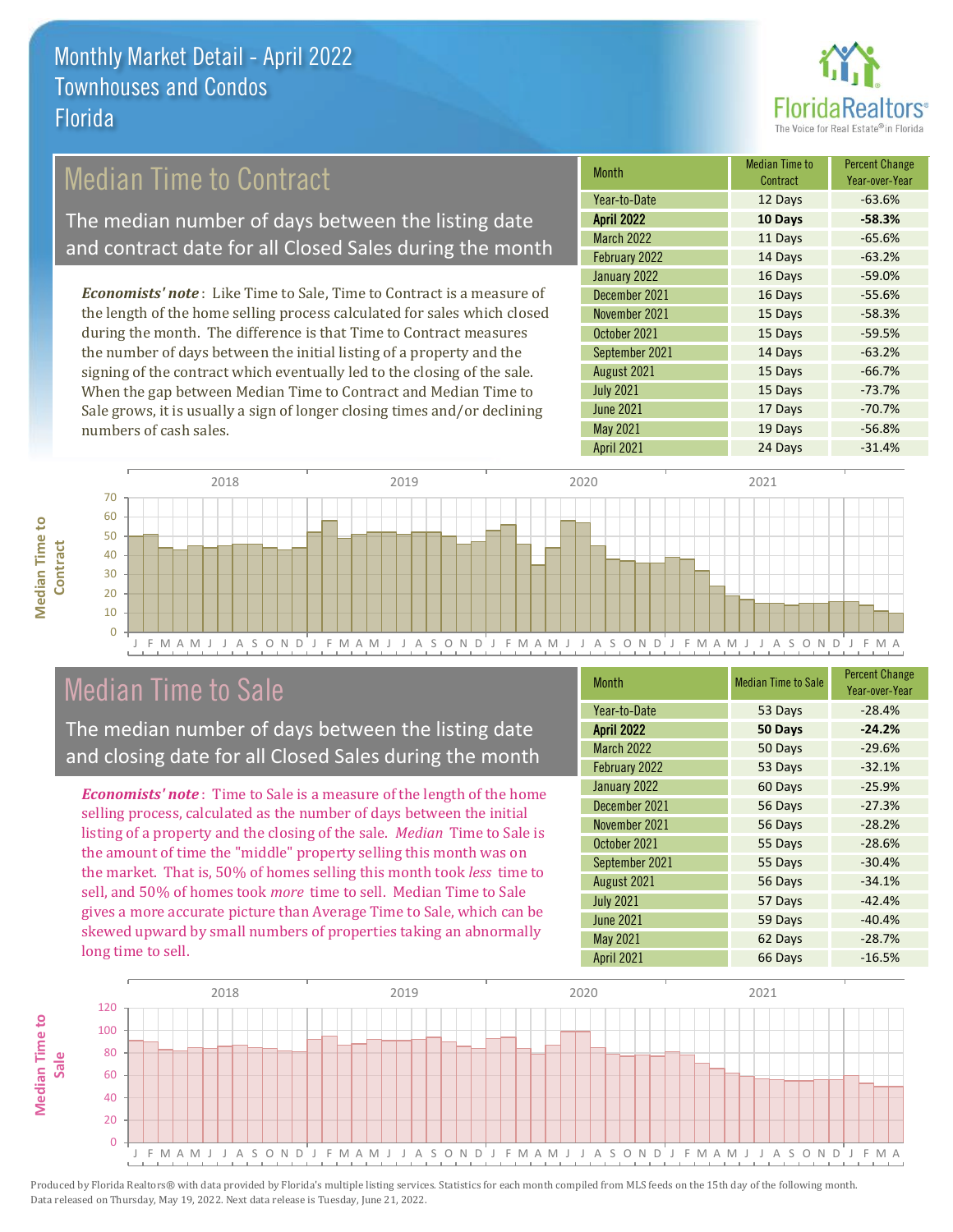# Monthly Market Detail - April 2022
## Townhouses and Condos
## Florida

## Median Time to Contract

The median number of days between the listing date and contract date for all Closed Sales during the month

*Economists' note*: Like Time to Sale, Time to Contract is a measure of the length of the home selling process calculated for sales which closed during the month. The difference is that Time to Contract measures the number of days between the initial listing of a property and the signing of the contract which eventually led to the closing of the sale. When the gap between Median Time to Contract and Median Time to Sale grows, it is usually a sign of longer closing times and/or declining numbers of cash sales.

| Month | Median Time to Contract | Percent Change Year-over-Year |
|---|---|---|
| Year-to-Date | 12 Days | -63.6% |
| **April 2022** | **10 Days** | **-58.3%** |
| March 2022 | 11 Days | -65.6% |
| February 2022 | 14 Days | -63.2% |
| January 2022 | 16 Days | -59.0% |
| December 2021 | 16 Days | -55.6% |
| November 2021 | 15 Days | -58.3% |
| October 2021 | 15 Days | -59.5% |
| September 2021 | 14 Days | -63.2% |
| August 2021 | 15 Days | -66.7% |
| July 2021 | 15 Days | -73.7% |
| June 2021 | 17 Days | -70.7% |
| May 2021 | 19 Days | -56.8% |
| April 2021 | 24 Days | -31.4% |

## Median Time to Sale

The median number of days between the listing date and closing date for all Closed Sales during the month

*Economists' note*: Time to Sale is a measure of the length of the home selling process, calculated as the number of days between the initial listing of a property and the closing of the sale. *Median* Time to Sale is the amount of time the "middle" property selling this month was on the market. That is, 50% of homes selling this month took *less* time to sell, and 50% of homes took *more* time to sell. Median Time to Sale gives a more accurate picture than Average Time to Sale, which can be skewed upward by small numbers of properties taking an abnormally long time to sell.

| Month | Median Time to Sale | Percent Change Year-over-Year |
|---|---|---|
| Year-to-Date | 53 Days | -28.4% |
| **April 2022** | **50 Days** | **-24.2%** |
| March 2022 | 50 Days | -29.6% |
| February 2022 | 53 Days | -32.1% |
| January 2022 | 60 Days | -25.9% |
| December 2021 | 56 Days | -27.3% |
| November 2021 | 56 Days | -28.2% |
| October 2021 | 55 Days | -28.6% |
| September 2021 | 55 Days | -30.4% |
| August 2021 | 56 Days | -34.1% |
| July 2021 | 57 Days | -42.4% |
| June 2021 | 59 Days | -40.4% |
| May 2021 | 62 Days | -28.7% |
| April 2021 | 66 Days | -16.5% |

Produced by Florida Realtors® with data provided by Florida's multiple listing services. Statistics for each month compiled from MLS feeds on the 15th day of the following month. Data released on Thursday, May 19, 2022. Next data release is Tuesday, June 21, 2022.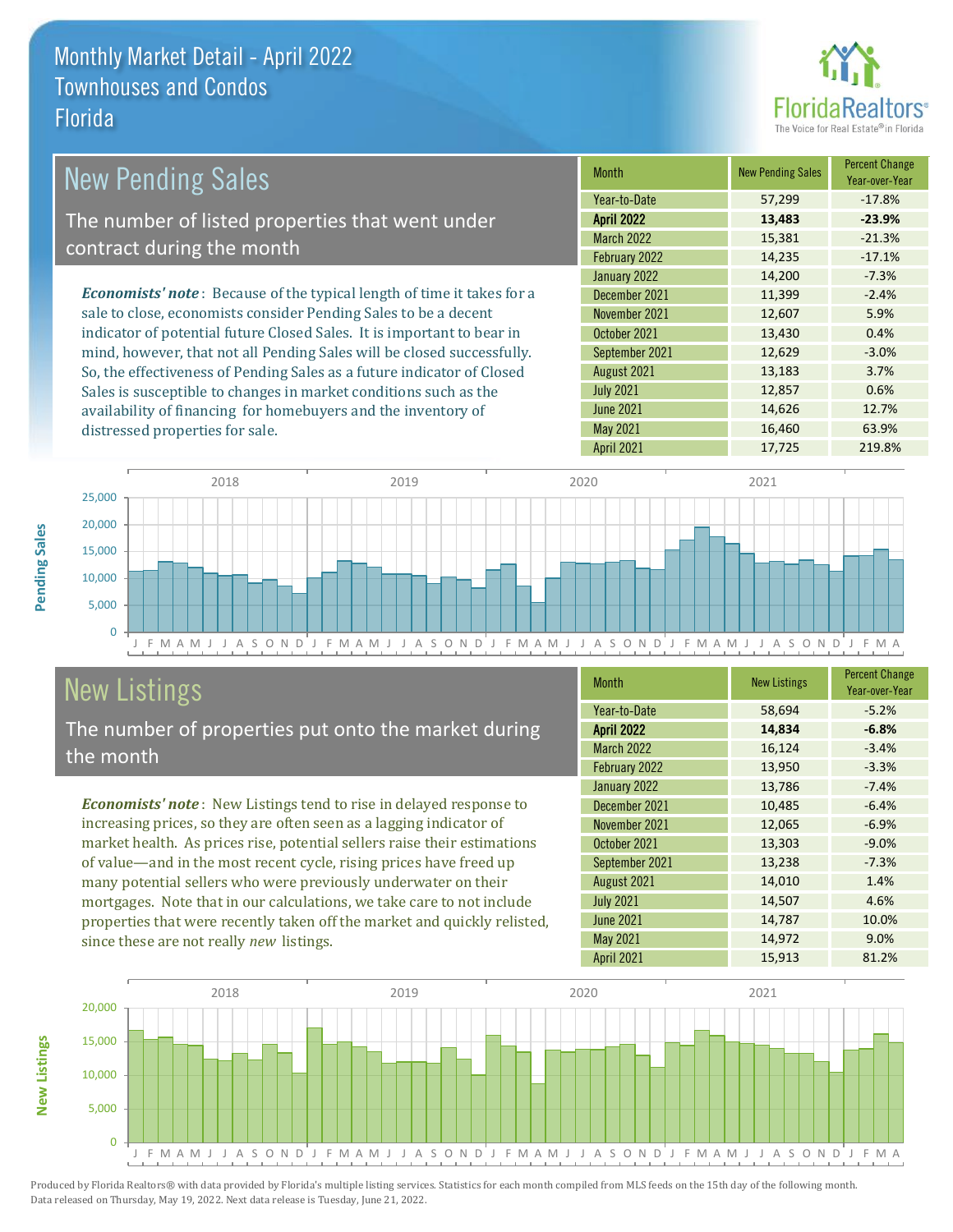# Monthly Market Detail - April 2022
## Townhouses and Condos
## Florida

## New Pending Sales

The number of listed properties that went under contract during the month

***Economists' note***: Because of the typical length of time it takes for a sale to close, economists consider Pending Sales to be a decent indicator of potential future Closed Sales. It is important to bear in mind, however, that not all Pending Sales will be closed successfully. So, the effectiveness of Pending Sales as a future indicator of Closed Sales is susceptible to changes in market conditions such as the availability of financing for homebuyers and the inventory of distressed properties for sale.

| Month | New Pending Sales | Percent Change Year-over-Year |
|---|---|---|
| Year-to-Date | 57,299 | -17.8% |
| **April 2022** | **13,483** | **-23.9%** |
| March 2022 | 15,381 | -21.3% |
| February 2022 | 14,235 | -17.1% |
| January 2022 | 14,200 | -7.3% |
| December 2021 | 11,399 | -2.4% |
| November 2021 | 12,607 | 5.9% |
| October 2021 | 13,430 | 0.4% |
| September 2021 | 12,629 | -3.0% |
| August 2021 | 13,183 | 3.7% |
| July 2021 | 12,857 | 0.6% |
| June 2021 | 14,626 | 12.7% |
| May 2021 | 16,460 | 63.9% |
| April 2021 | 17,725 | 219.8% |

## New Listings

The number of properties put onto the market during the month

***Economists' note***: New Listings tend to rise in delayed response to increasing prices, so they are often seen as a lagging indicator of market health. As prices rise, potential sellers raise their estimations of value—and in the most recent cycle, rising prices have freed up many potential sellers who were previously underwater on their mortgages. Note that in our calculations, we take care to not include properties that were recently taken off the market and quickly relisted, since these are not really *new* listings.

| Month | New Listings | Percent Change Year-over-Year |
|---|---|---|
| Year-to-Date | 58,694 | -5.2% |
| **April 2022** | **14,834** | **-6.8%** |
| March 2022 | 16,124 | -3.4% |
| February 2022 | 13,950 | -3.3% |
| January 2022 | 13,786 | -7.4% |
| December 2021 | 10,485 | -6.4% |
| November 2021 | 12,065 | -6.9% |
| October 2021 | 13,303 | -9.0% |
| September 2021 | 13,238 | -7.3% |
| August 2021 | 14,010 | 1.4% |
| July 2021 | 14,507 | 4.6% |
| June 2021 | 14,787 | 10.0% |
| May 2021 | 14,972 | 9.0% |
| April 2021 | 15,913 | 81.2% |

Produced by Florida Realtors® with data provided by Florida's multiple listing services. Statistics for each month compiled from MLS feeds on the 15th day of the following month. Data released on Thursday, May 19, 2022. Next data release is Tuesday, June 21, 2022.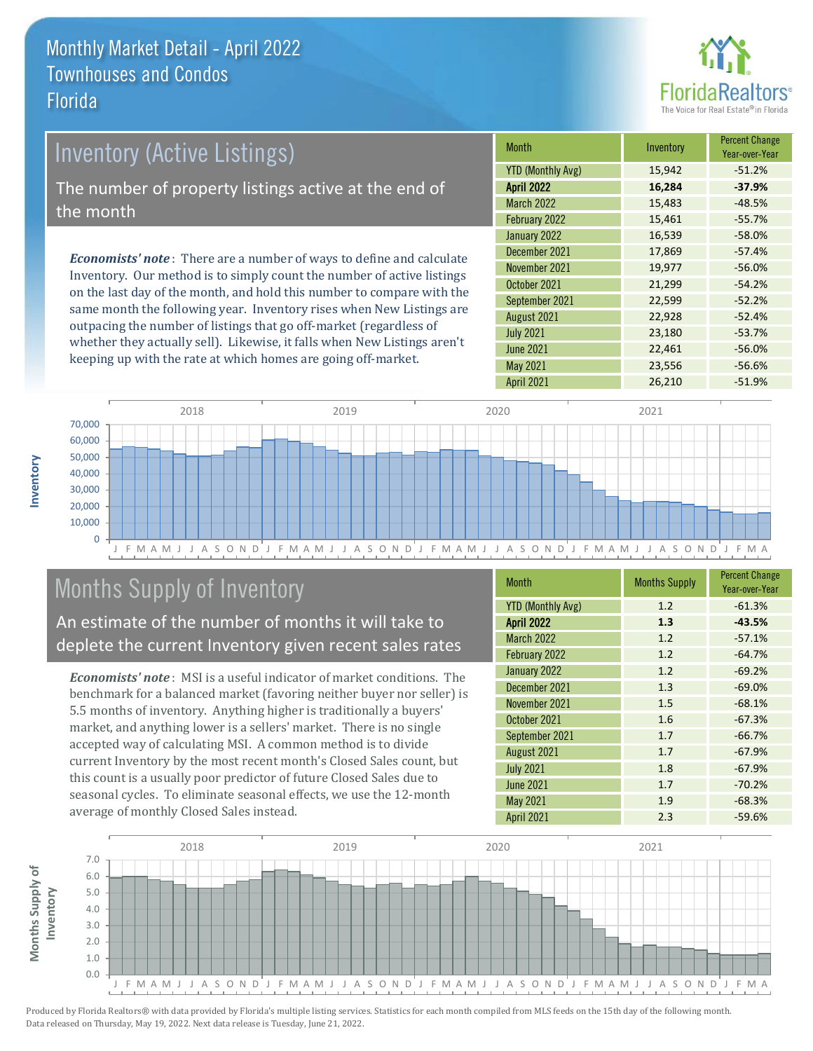# Monthly Market Detail - April 2022
## Townhouses and Condos
## Florida

## Inventory (Active Listings)

The number of property listings active at the end of the month

***Economists' note***: There are a number of ways to define and calculate Inventory. Our method is to simply count the number of active listings on the last day of the month, and hold this number to compare with the same month the following year. Inventory rises when New Listings are outpacing the number of listings that go off-market (regardless of whether they actually sell). Likewise, it falls when New Listings aren't keeping up with the rate at which homes are going off-market.

| Month | Inventory | Percent Change Year-over-Year |
|---|---|---|
| YTD (Monthly Avg) | 15,942 | -51.2% |
| **April 2022** | **16,284** | **-37.9%** |
| March 2022 | 15,483 | -48.5% |
| February 2022 | 15,461 | -55.7% |
| January 2022 | 16,539 | -58.0% |
| December 2021 | 17,869 | -57.4% |
| November 2021 | 19,977 | -56.0% |
| October 2021 | 21,299 | -54.2% |
| September 2021 | 22,599 | -52.2% |
| August 2021 | 22,928 | -52.4% |
| July 2021 | 23,180 | -53.7% |
| June 2021 | 22,461 | -56.0% |
| May 2021 | 23,556 | -56.6% |
| April 2021 | 26,210 | -51.9% |

## Months Supply of Inventory

An estimate of the number of months it will take to deplete the current Inventory given recent sales rates

***Economists' note***: MSI is a useful indicator of market conditions. The benchmark for a balanced market (favoring neither buyer nor seller) is 5.5 months of inventory. Anything higher is traditionally a buyers' market, and anything lower is a sellers' market. There is no single accepted way of calculating MSI. A common method is to divide current Inventory by the most recent month's Closed Sales count, but this count is a usually poor predictor of future Closed Sales due to seasonal cycles. To eliminate seasonal effects, we use the 12-month average of monthly Closed Sales instead.

| Month | Months Supply | Percent Change Year-over-Year |
|---|---|---|
| YTD (Monthly Avg) | 1.2 | -61.3% |
| **April 2022** | **1.3** | **-43.5%** |
| March 2022 | 1.2 | -57.1% |
| February 2022 | 1.2 | -64.7% |
| January 2022 | 1.2 | -69.2% |
| December 2021 | 1.3 | -69.0% |
| November 2021 | 1.5 | -68.1% |
| October 2021 | 1.6 | -67.3% |
| September 2021 | 1.7 | -66.7% |
| August 2021 | 1.7 | -67.9% |
| July 2021 | 1.8 | -67.9% |
| June 2021 | 1.7 | -70.2% |
| May 2021 | 1.9 | -68.3% |
| April 2021 | 2.3 | -59.6% |

Produced by Florida Realtors® with data provided by Florida's multiple listing services. Statistics for each month compiled from MLS feeds on the 15th day of the following month. Data released on Thursday, May 19, 2022. Next data release is Tuesday, June 21, 2022.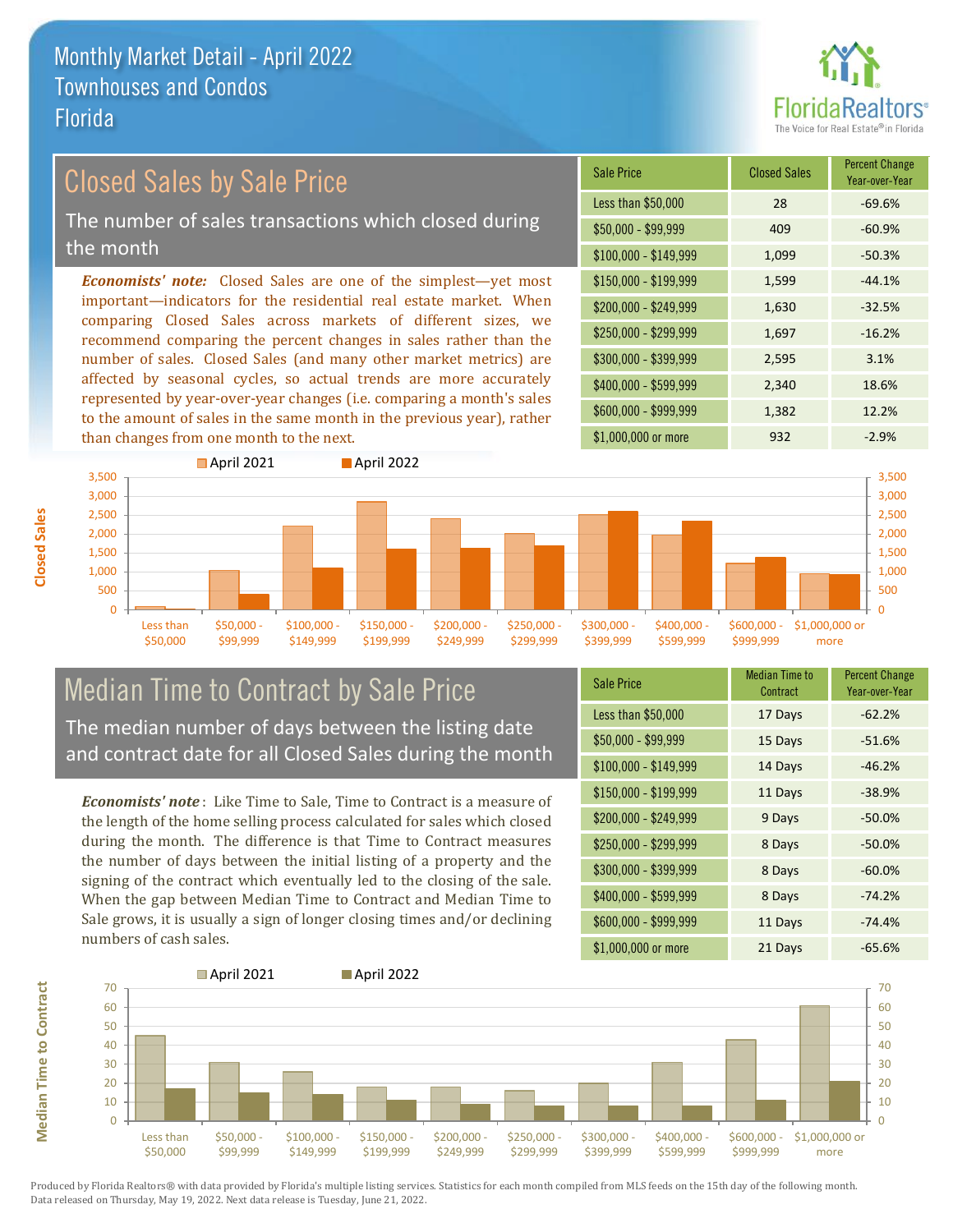# Monthly Market Detail - April 2022
## Townhouses and Condos
## Florida

FloridaRealtors® The Voice for Real Estate® in Florida

## Closed Sales by Sale Price

The number of sales transactions which closed during the month

*Economists' note:* Closed Sales are one of the simplest—yet most important—indicators for the residential real estate market. When comparing Closed Sales across markets of different sizes, we recommend comparing the percent changes in sales rather than the number of sales. Closed Sales (and many other market metrics) are affected by seasonal cycles, so actual trends are more accurately represented by year-over-year changes (i.e. comparing a month's sales to the amount of sales in the same month in the previous year), rather than changes from one month to the next.

| Sale Price | Closed Sales | Percent Change Year-over-Year |
|---|---|---|
| Less than $50,000 | 28 | -69.6% |
| $50,000 - $99,999 | 409 | -60.9% |
| $100,000 - $149,999 | 1,099 | -50.3% |
| $150,000 - $199,999 | 1,599 | -44.1% |
| $200,000 - $249,999 | 1,630 | -32.5% |
| $250,000 - $299,999 | 1,697 | -16.2% |
| $300,000 - $399,999 | 2,595 | 3.1% |
| $400,000 - $599,999 | 2,340 | 18.6% |
| $600,000 - $999,999 | 1,382 | 12.2% |
| $1,000,000 or more | 932 | -2.9% |

## Median Time to Contract by Sale Price

The median number of days between the listing date and contract date for all Closed Sales during the month

*Economists' note*: Like Time to Sale, Time to Contract is a measure of the length of the home selling process calculated for sales which closed during the month. The difference is that Time to Contract measures the number of days between the initial listing of a property and the signing of the contract which eventually led to the closing of the sale. When the gap between Median Time to Contract and Median Time to Sale grows, it is usually a sign of longer closing times and/or declining numbers of cash sales.

| Sale Price | Median Time to Contract | Percent Change Year-over-Year |
|---|---|---|
| Less than $50,000 | 17 Days | -62.2% |
| $50,000 - $99,999 | 15 Days | -51.6% |
| $100,000 - $149,999 | 14 Days | -46.2% |
| $150,000 - $199,999 | 11 Days | -38.9% |
| $200,000 - $249,999 | 9 Days | -50.0% |
| $250,000 - $299,999 | 8 Days | -50.0% |
| $300,000 - $399,999 | 8 Days | -60.0% |
| $400,000 - $599,999 | 8 Days | -74.2% |
| $600,000 - $999,999 | 11 Days | -74.4% |
| $1,000,000 or more | 21 Days | -65.6% |

Produced by Florida Realtors® with data provided by Florida's multiple listing services. Statistics for each month compiled from MLS feeds on the 15th day of the following month. Data released on Thursday, May 19, 2022. Next data release is Tuesday, June 21, 2022.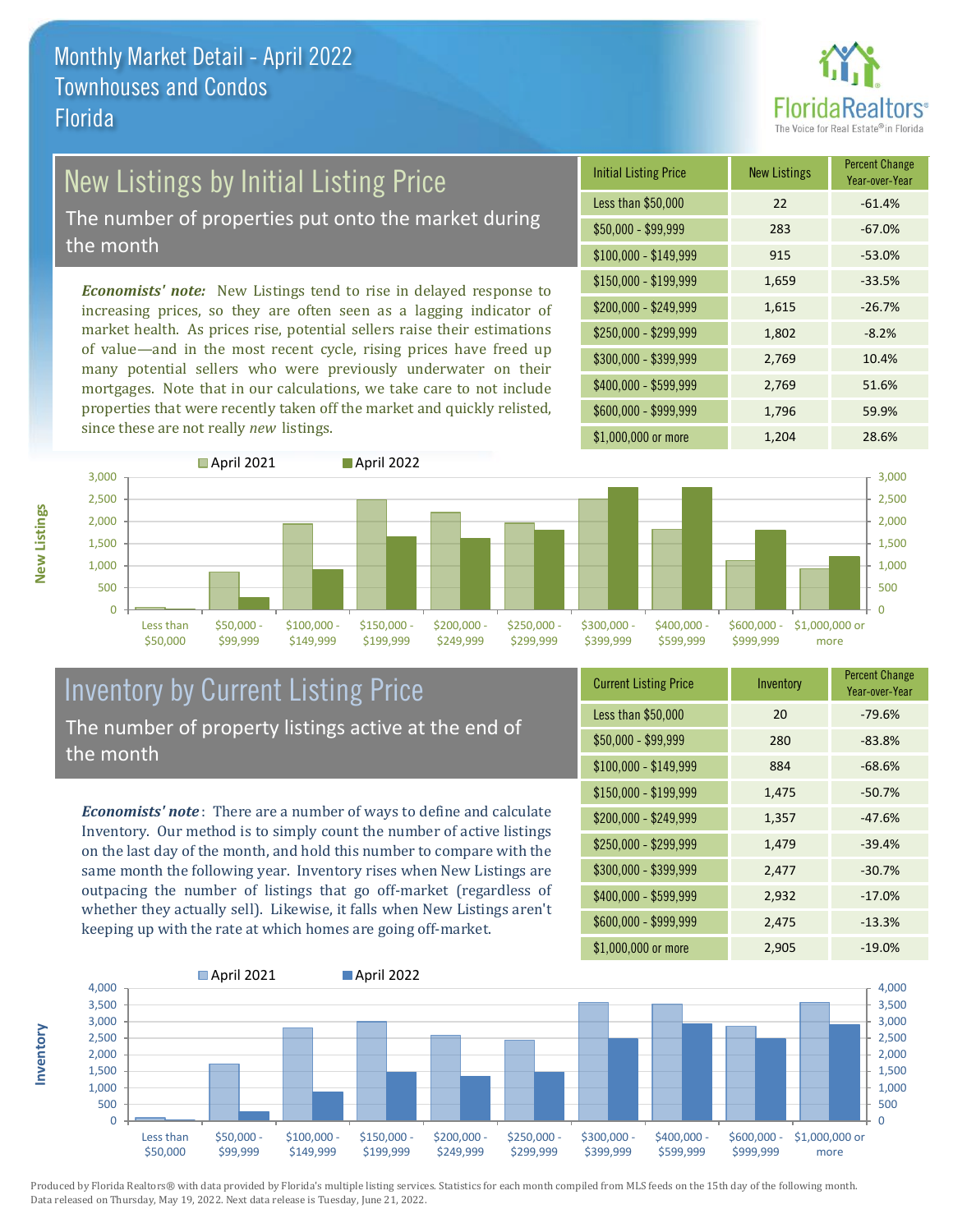# Monthly Market Detail - April 2022
## Townhouses and Condos
## Florida

## New Listings by Initial Listing Price

The number of properties put onto the market during the month

*Economists' note:* New Listings tend to rise in delayed response to increasing prices, so they are often seen as a lagging indicator of market health. As prices rise, potential sellers raise their estimations of value—and in the most recent cycle, rising prices have freed up many potential sellers who were previously underwater on their mortgages. Note that in our calculations, we take care to not include properties that were recently taken off the market and quickly relisted, since these are not really *new* listings.

| Initial Listing Price | New Listings | Percent Change Year-over-Year |
|---|---|---|
| Less than $50,000 | 22 | -61.4% |
| $50,000 - $99,999 | 283 | -67.0% |
| $100,000 - $149,999 | 915 | -53.0% |
| $150,000 - $199,999 | 1,659 | -33.5% |
| $200,000 - $249,999 | 1,615 | -26.7% |
| $250,000 - $299,999 | 1,802 | -8.2% |
| $300,000 - $399,999 | 2,769 | 10.4% |
| $400,000 - $599,999 | 2,769 | 51.6% |
| $600,000 - $999,999 | 1,796 | 59.9% |
| $1,000,000 or more | 1,204 | 28.6% |

## Inventory by Current Listing Price

The number of property listings active at the end of the month

*Economists' note*: There are a number of ways to define and calculate Inventory. Our method is to simply count the number of active listings on the last day of the month, and hold this number to compare with the same month the following year. Inventory rises when New Listings are outpacing the number of listings that go off-market (regardless of whether they actually sell). Likewise, it falls when New Listings aren't keeping up with the rate at which homes are going off-market.

| Current Listing Price | Inventory | Percent Change Year-over-Year |
|---|---|---|
| Less than $50,000 | 20 | -79.6% |
| $50,000 - $99,999 | 280 | -83.8% |
| $100,000 - $149,999 | 884 | -68.6% |
| $150,000 - $199,999 | 1,475 | -50.7% |
| $200,000 - $249,999 | 1,357 | -47.6% |
| $250,000 - $299,999 | 1,479 | -39.4% |
| $300,000 - $399,999 | 2,477 | -30.7% |
| $400,000 - $599,999 | 2,932 | -17.0% |
| $600,000 - $999,999 | 2,475 | -13.3% |
| $1,000,000 or more | 2,905 | -19.0% |

Produced by Florida Realtors® with data provided by Florida's multiple listing services. Statistics for each month compiled from MLS feeds on the 15th day of the following month. Data released on Thursday, May 19, 2022. Next data release is Tuesday, June 21, 2022.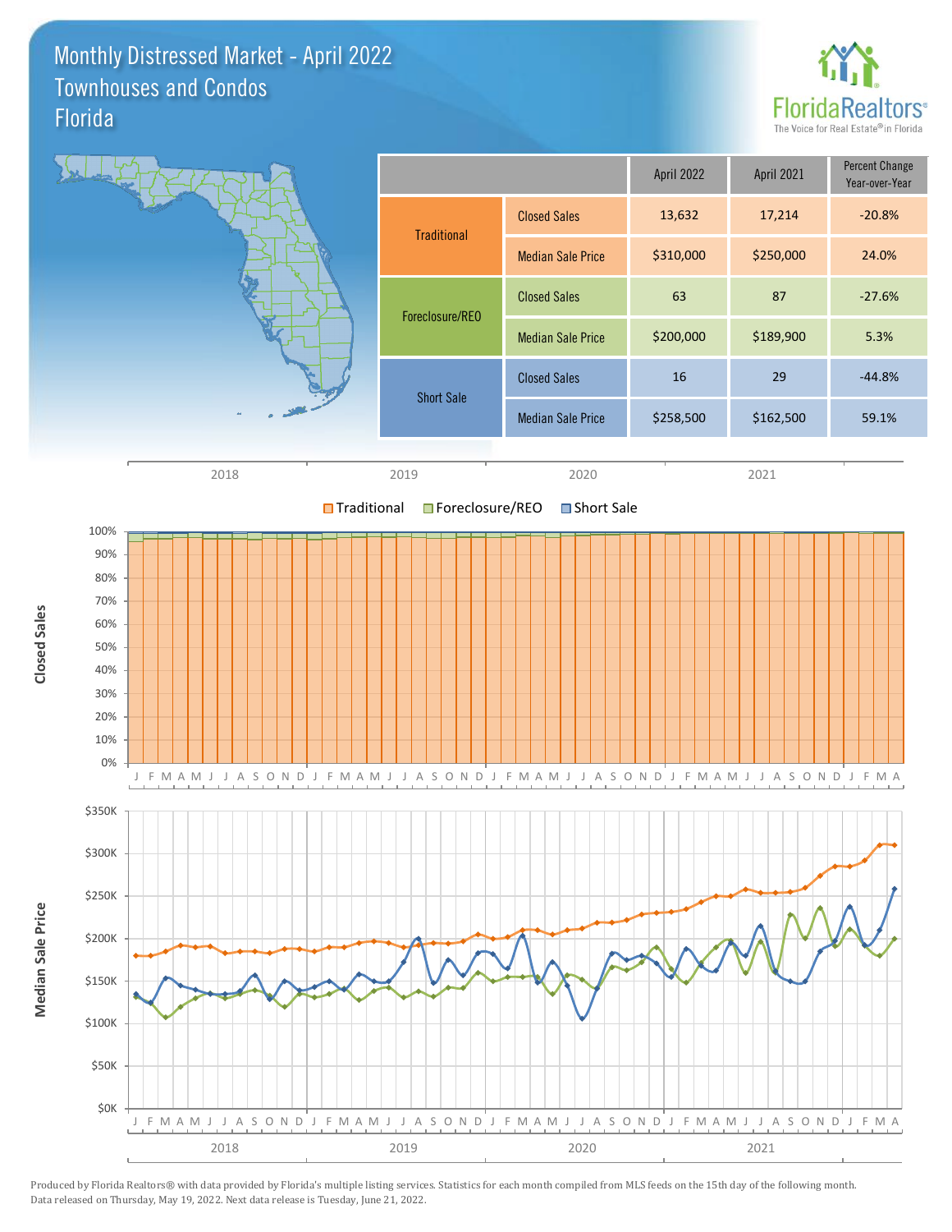# Monthly Distressed Market - April 2022
## Townhouses and Condos
## Florida

FloridaRealtors®
The Voice for Real Estate® in Florida

| | | April 2022 | April 2021 | Percent Change Year-over-Year |
|---|---|---|---|---|
| Traditional | Closed Sales | 13,632 | 17,214 | -20.8% |
| | Median Sale Price | $310,000 | $250,000 | 24.0% |
| Foreclosure/REO | Closed Sales | 63 | 87 | -27.6% |
| | Median Sale Price | $200,000 | $189,900 | 5.3% |
| Short Sale | Closed Sales | 16 | 29 | -44.8% |
| | Median Sale Price | $258,500 | $162,500 | 59.1% |

2018 2019 2020 2021

Traditional Foreclosure/REO Short Sale

Closed Sales

100% 90% 80% 70% 60% 50% 40% 30% 20% 10% 0%

J F M A M J J A S O N D J F M A M J J A S O N D J F M A M J J A S O N D J F M A M J J A S O N D J F M A

Median Sale Price

$350K $300K $250K $200K $150K $100K $50K $0K

J F M A M J J A S O N D J F M A M J J A S O N D J F M A M J J A S O N D J F M A M J J A S O N D J F M A

2018 2019 2020 2021

Produced by Florida Realtors® with data provided by Florida's multiple listing services. Statistics for each month compiled from MLS feeds on the 15th day of the following month. Data released on Thursday, May 19, 2022. Next data release is Tuesday, June 21, 2022.